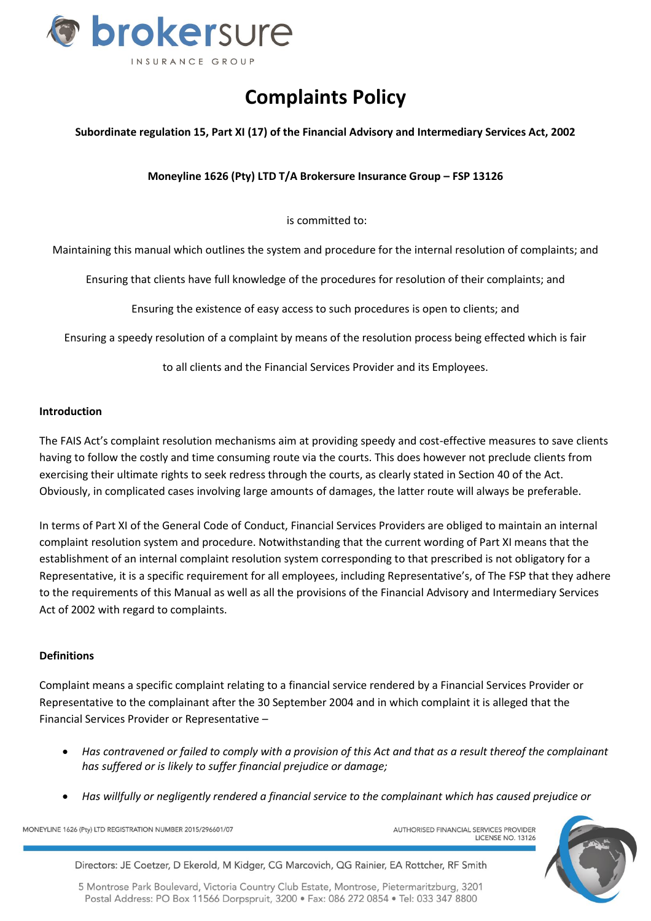# Complaints Policy

**Subordinate regulation 15, Part XI (17) of the Financial Advisory and Intermediary Services Act, 2002**

**Moneyline 1626 (Pty) LTD T/A Brokersure Insurance Group – FSP 13126**

is committed to:

Maintaining this manual which outlines the system and procedure for the internal resolution of complaints; and

Ensuring that clients have full knowledge of the procedures for resolution of their complaints; and

Ensuring the existence of easy access to such procedures is open to clients; and

Ensuring a speedy resolution of a complaint by means of the resolution process being effected which is fair to all clients and the Financial Services Provider and its Employees.

## Introduction

The FAIS Act's complaint resolution mechanisms aim at providing speedy and cost-effective measures to save clients having to follow the costly and time consuming route via the courts. This does however not preclude clients from exercising their ultimate rights to seek redress through the courts, as clearly stated in Section 40 of the Act. Obviously, in complicated cases involving large amounts of damages, the latter route will always be preferable.

In terms of Part XI of the General Code of Conduct, Financial Services Providers are obliged to maintain an internal complaint resolution system and procedure. Notwithstanding that the current wording of Part XI means that the establishment of an internal complaint resolution system corresponding to that prescribed is not obligatory for a Representative, it is a specific requirement for all employees, including Representative's, of The FSP that they adhere to the requirements of this Manual as well as all the provisions of the Financial Advisory and Intermediary Services Act of 2002 with regard to complaints.

## Definitions

Complaint means a specific complaint relating to a financial service rendered by a Financial Services Provider or Representative to the complainant after the 30 September 2004 and in which complaint it is alleged that the Financial Services Provider or Representative –

- *Has contravened or failed to comply with a provision of this Act and that as a result thereof the complainant has suffered or is likely to suffer financial prejudice or damage;*
- *Has willfully or negligently rendered a financial service to the complainant which has caused prejudice or*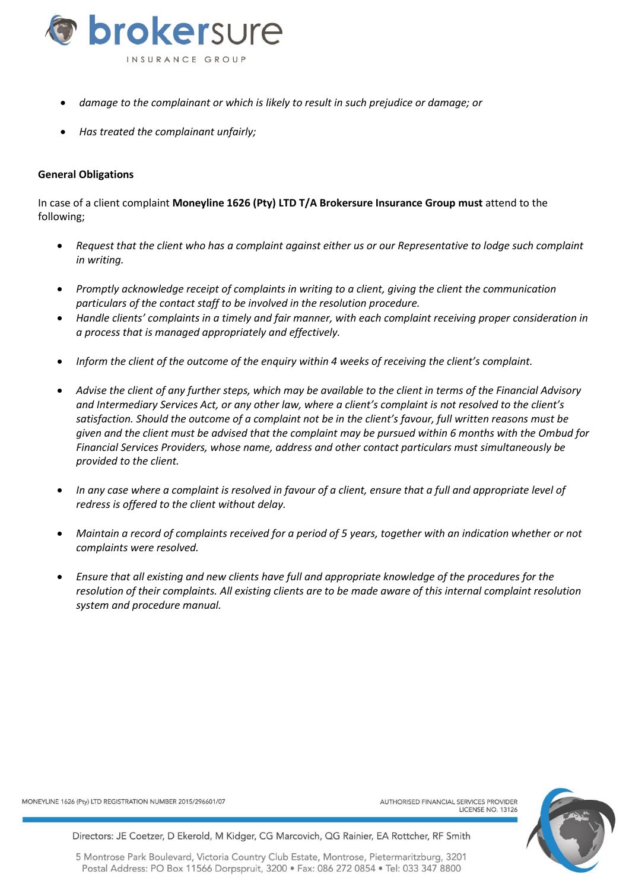- *damage to the complainant or which is likely to result in such prejudice or damage; or*
- *Has treated the complainant unfairly;*

**General Obligations**

In case of a client complaint **Moneyline 1626 (Pty) LTD T/A Brokersure Insurance Group must** attend to the following;

- *Request that the client who has a complaint against either us or our Representative to lodge such complaint in writing.*
- *Promptly acknowledge receipt of complaints in writing to a client, giving the client the communication particulars of the contact staff to be involved in the resolution procedure.*
- *Handle clients' complaints in a timely and fair manner, with each complaint receiving proper consideration in a process that is managed appropriately and effectively.*
- *Inform the client of the outcome of the enquiry within 4 weeks of receiving the client's complaint.*
- *Advise the client of any further steps, which may be available to the client in terms of the Financial Advisory and Intermediary Services Act, or any other law, where a client's complaint is not resolved to the client's satisfaction. Should the outcome of a complaint not be in the client's favour, full written reasons must be given and the client must be advised that the complaint may be pursued within 6 months with the Ombud for Financial Services Providers, whose name, address and other contact particulars must simultaneously be provided to the client.*
- *In any case where a complaint is resolved in favour of a client, ensure that a full and appropriate level of redress is offered to the client without delay.*
- *Maintain a record of complaints received for a period of 5 years, together with an indication whether or not complaints were resolved.*
- *Ensure that all existing and new clients have full and appropriate knowledge of the procedures for the resolution of their complaints. All existing clients are to be made aware of this internal complaint resolution system and procedure manual.*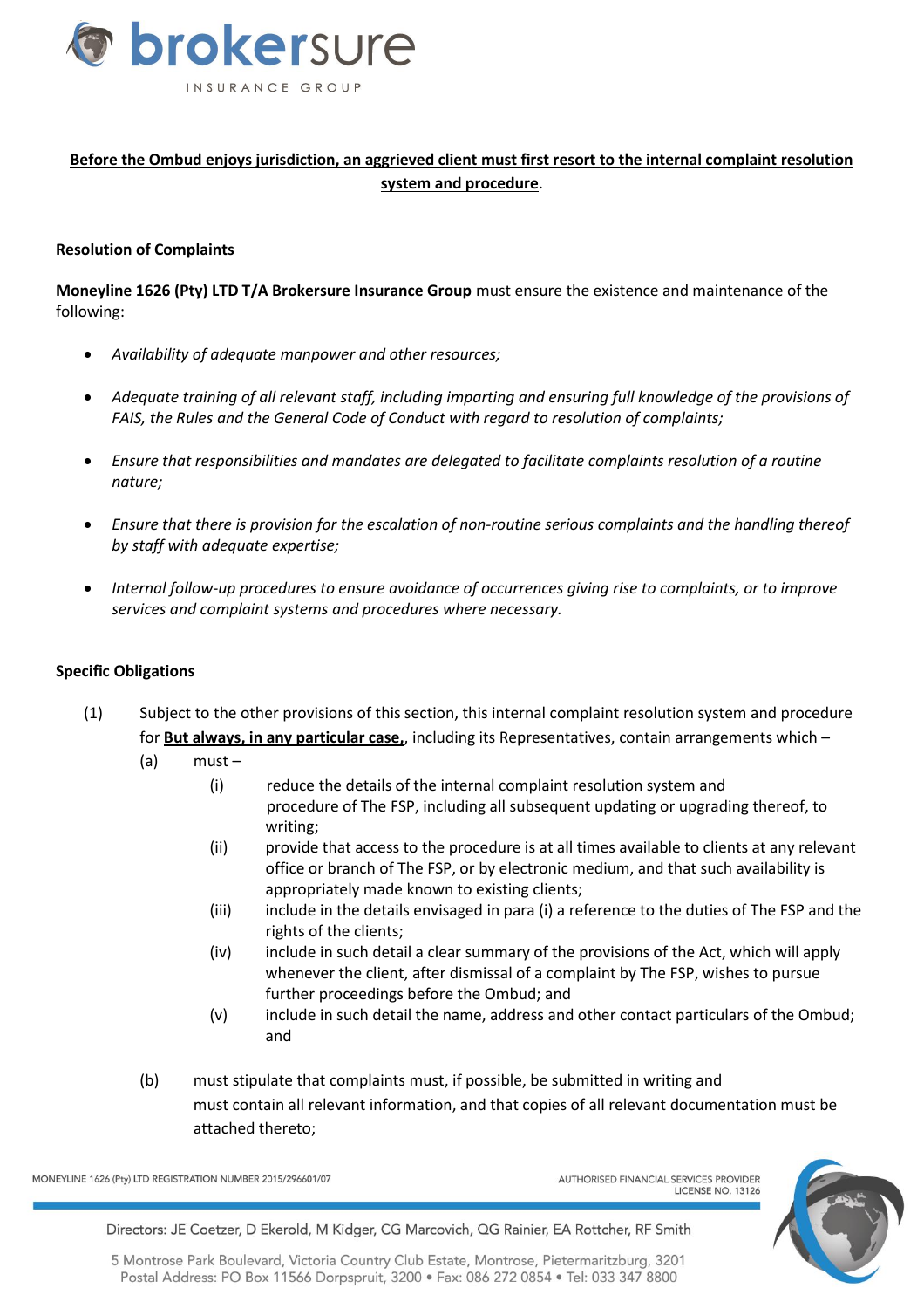**<u>Before the Ombud enjoys jurisdiction, an aggrieved client must first resort to the internal complaint resolution system and procedure</u>**.

**Resolution of Complaints**

**Moneyline 1626 (Pty) LTD T/A Brokersure Insurance Group** must ensure the existence and maintenance of the following:

- *Availability of adequate manpower and other resources;*
- *Adequate training of all relevant staff, including imparting and ensuring full knowledge of the provisions of FAIS, the Rules and the General Code of Conduct with regard to resolution of complaints;*
- *Ensure that responsibilities and mandates are delegated to facilitate complaints resolution of a routine nature;*
- *Ensure that there is provision for the escalation of non-routine serious complaints and the handling thereof by staff with adequate expertise;*
- *Internal follow-up procedures to ensure avoidance of occurrences giving rise to complaints, or to improve services and complaint systems and procedures where necessary.*

**Specific Obligations**

(1) Subject to the other provisions of this section, this internal complaint resolution system and procedure for **<u>But always, in any particular case,</u>**, including its Representatives, contain arrangements which –

(a) must –

(i) reduce the details of the internal complaint resolution system and procedure of The FSP, including all subsequent updating or upgrading thereof, to writing;

(ii) provide that access to the procedure is at all times available to clients at any relevant office or branch of The FSP, or by electronic medium, and that such availability is appropriately made known to existing clients;

(iii) include in the details envisaged in para (i) a reference to the duties of The FSP and the rights of the clients;

(iv) include in such detail a clear summary of the provisions of the Act, which will apply whenever the client, after dismissal of a complaint by The FSP, wishes to pursue further proceedings before the Ombud; and

(v) include in such detail the name, address and other contact particulars of the Ombud; and

(b) must stipulate that complaints must, if possible, be submitted in writing and must contain all relevant information, and that copies of all relevant documentation must be attached thereto;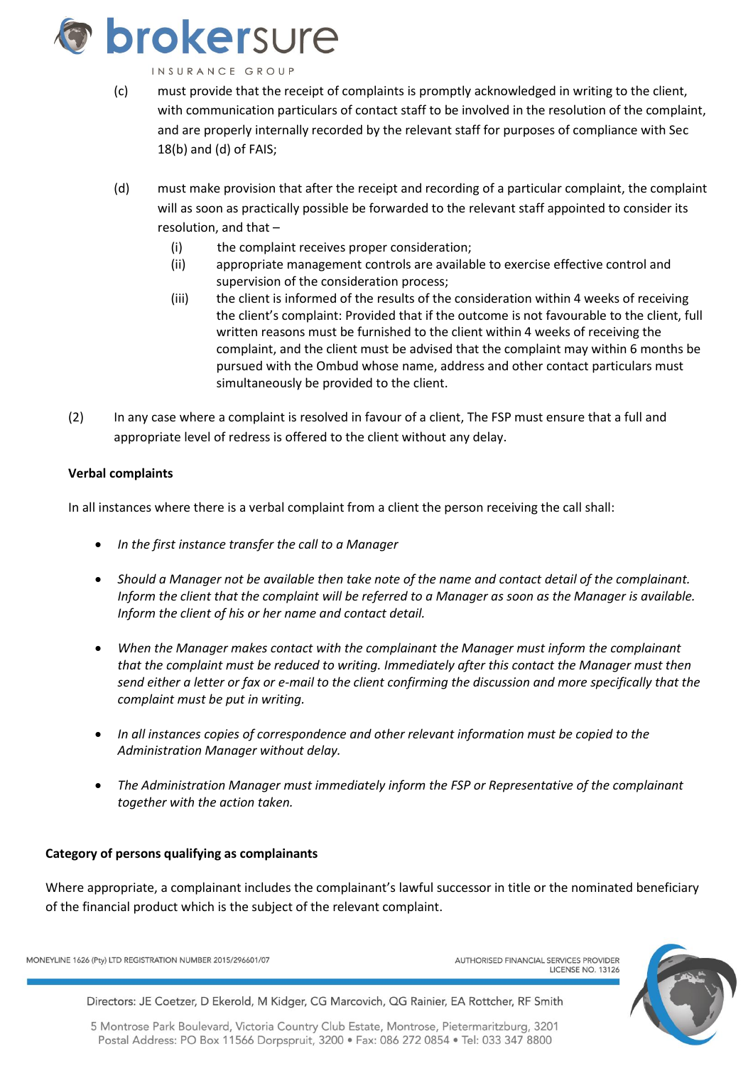(c) must provide that the receipt of complaints is promptly acknowledged in writing to the client, with communication particulars of contact staff to be involved in the resolution of the complaint, and are properly internally recorded by the relevant staff for purposes of compliance with Sec 18(b) and (d) of FAIS;

(d) must make provision that after the receipt and recording of a particular complaint, the complaint will as soon as practically possible be forwarded to the relevant staff appointed to consider its resolution, and that –

(i) the complaint receives proper consideration;

(ii) appropriate management controls are available to exercise effective control and supervision of the consideration process;

(iii) the client is informed of the results of the consideration within 4 weeks of receiving the client's complaint: Provided that if the outcome is not favourable to the client, full written reasons must be furnished to the client within 4 weeks of receiving the complaint, and the client must be advised that the complaint may within 6 months be pursued with the Ombud whose name, address and other contact particulars must simultaneously be provided to the client.

(2) In any case where a complaint is resolved in favour of a client, The FSP must ensure that a full and appropriate level of redress is offered to the client without any delay.

**Verbal complaints**

In all instances where there is a verbal complaint from a client the person receiving the call shall:

- *In the first instance transfer the call to a Manager*
- *Should a Manager not be available then take note of the name and contact detail of the complainant. Inform the client that the complaint will be referred to a Manager as soon as the Manager is available. Inform the client of his or her name and contact detail.*
- *When the Manager makes contact with the complainant the Manager must inform the complainant that the complaint must be reduced to writing. Immediately after this contact the Manager must then send either a letter or fax or e-mail to the client confirming the discussion and more specifically that the complaint must be put in writing.*
- *In all instances copies of correspondence and other relevant information must be copied to the Administration Manager without delay.*
- *The Administration Manager must immediately inform the FSP or Representative of the complainant together with the action taken.*

**Category of persons qualifying as complainants**

Where appropriate, a complainant includes the complainant's lawful successor in title or the nominated beneficiary of the financial product which is the subject of the relevant complaint.